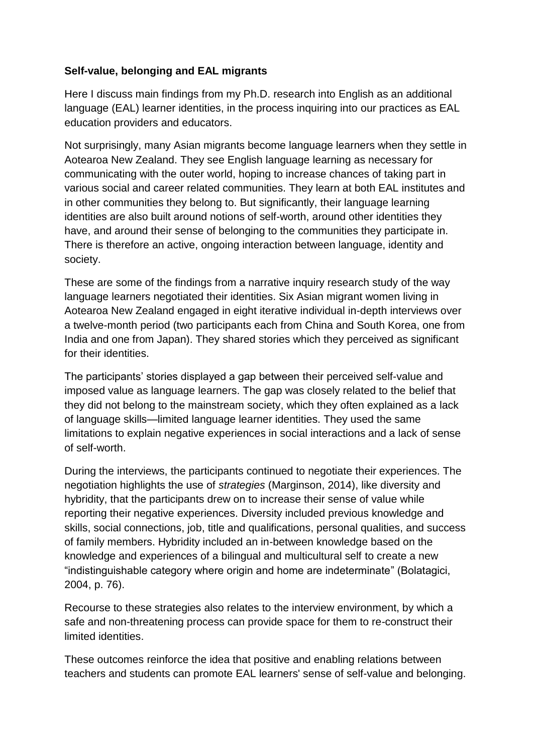**Self-value, belonging and EAL migrants**

Here I discuss main findings from my Ph.D. research into English as an additional language (EAL) learner identities, in the process inquiring into our practices as EAL education providers and educators.

Not surprisingly, many Asian migrants become language learners when they settle in Aotearoa New Zealand. They see English language learning as necessary for communicating with the outer world, hoping to increase chances of taking part in various social and career related communities. They learn at both EAL institutes and in other communities they belong to. But significantly, their language learning identities are also built around notions of self-worth, around other identities they have, and around their sense of belonging to the communities they participate in. There is therefore an active, ongoing interaction between language, identity and society.

These are some of the findings from a narrative inquiry research study of the way language learners negotiated their identities. Six Asian migrant women living in Aotearoa New Zealand engaged in eight iterative individual in-depth interviews over a twelve-month period (two participants each from China and South Korea, one from India and one from Japan). They shared stories which they perceived as significant for their identities.

The participants' stories displayed a gap between their perceived self-value and imposed value as language learners. The gap was closely related to the belief that they did not belong to the mainstream society, which they often explained as a lack of language skills—limited language learner identities. They used the same limitations to explain negative experiences in social interactions and a lack of sense of self-worth.

During the interviews, the participants continued to negotiate their experiences. The negotiation highlights the use of *strategies* (Marginson, 2014), like diversity and hybridity, that the participants drew on to increase their sense of value while reporting their negative experiences. Diversity included previous knowledge and skills, social connections, job, title and qualifications, personal qualities, and success of family members. Hybridity included an in-between knowledge based on the knowledge and experiences of a bilingual and multicultural self to create a new "indistinguishable category where origin and home are indeterminate" (Bolatagici, 2004, p. 76).

Recourse to these strategies also relates to the interview environment, by which a safe and non-threatening process can provide space for them to re-construct their limited identities.

These outcomes reinforce the idea that positive and enabling relations between teachers and students can promote EAL learners' sense of self-value and belonging.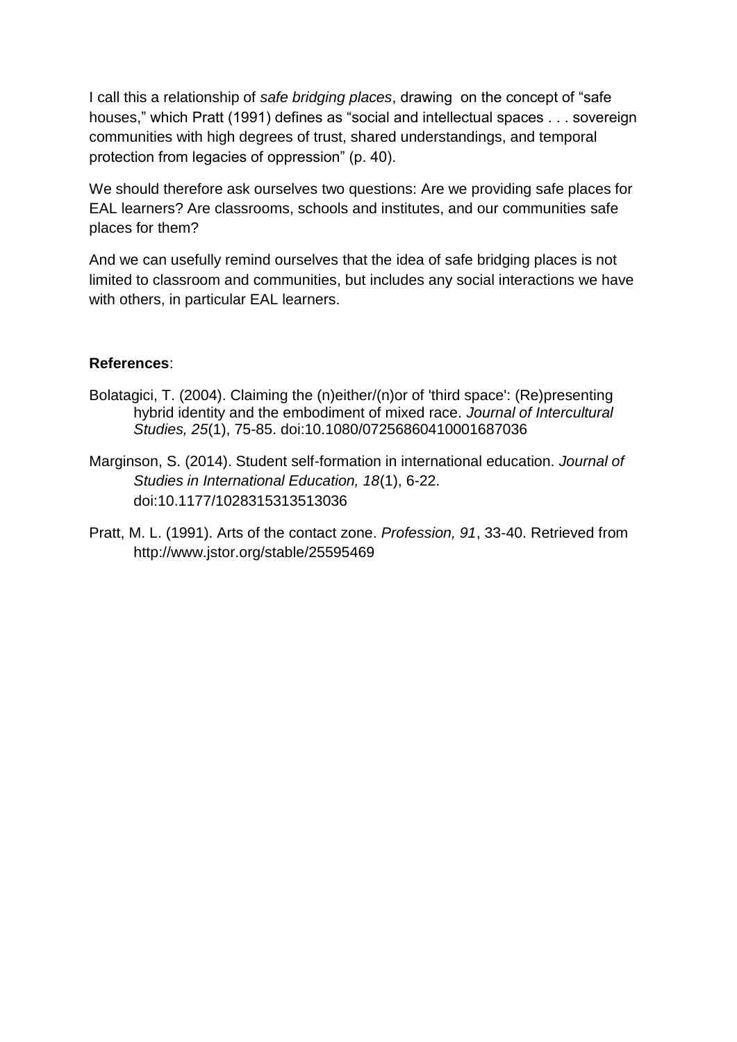I call this a relationship of *safe bridging places*, drawing on the concept of "safe houses," which Pratt (1991) defines as "social and intellectual spaces . . . sovereign communities with high degrees of trust, shared understandings, and temporal protection from legacies of oppression" (p. 40).

We should therefore ask ourselves two questions: Are we providing safe places for EAL learners? Are classrooms, schools and institutes, and our communities safe places for them?

And we can usefully remind ourselves that the idea of safe bridging places is not limited to classroom and communities, but includes any social interactions we have with others, in particular EAL learners.

**References**:

Bolatagici, T. (2004). Claiming the (n)either/(n)or of 'third space': (Re)presenting hybrid identity and the embodiment of mixed race. *Journal of Intercultural Studies, 25*(1), 75-85. doi:10.1080/07256860410001687036

Marginson, S. (2014). Student self-formation in international education. *Journal of Studies in International Education, 18*(1), 6-22. doi:10.1177/1028315313513036

Pratt, M. L. (1991). Arts of the contact zone. *Profession, 91*, 33-40. Retrieved from http://www.jstor.org/stable/25595469